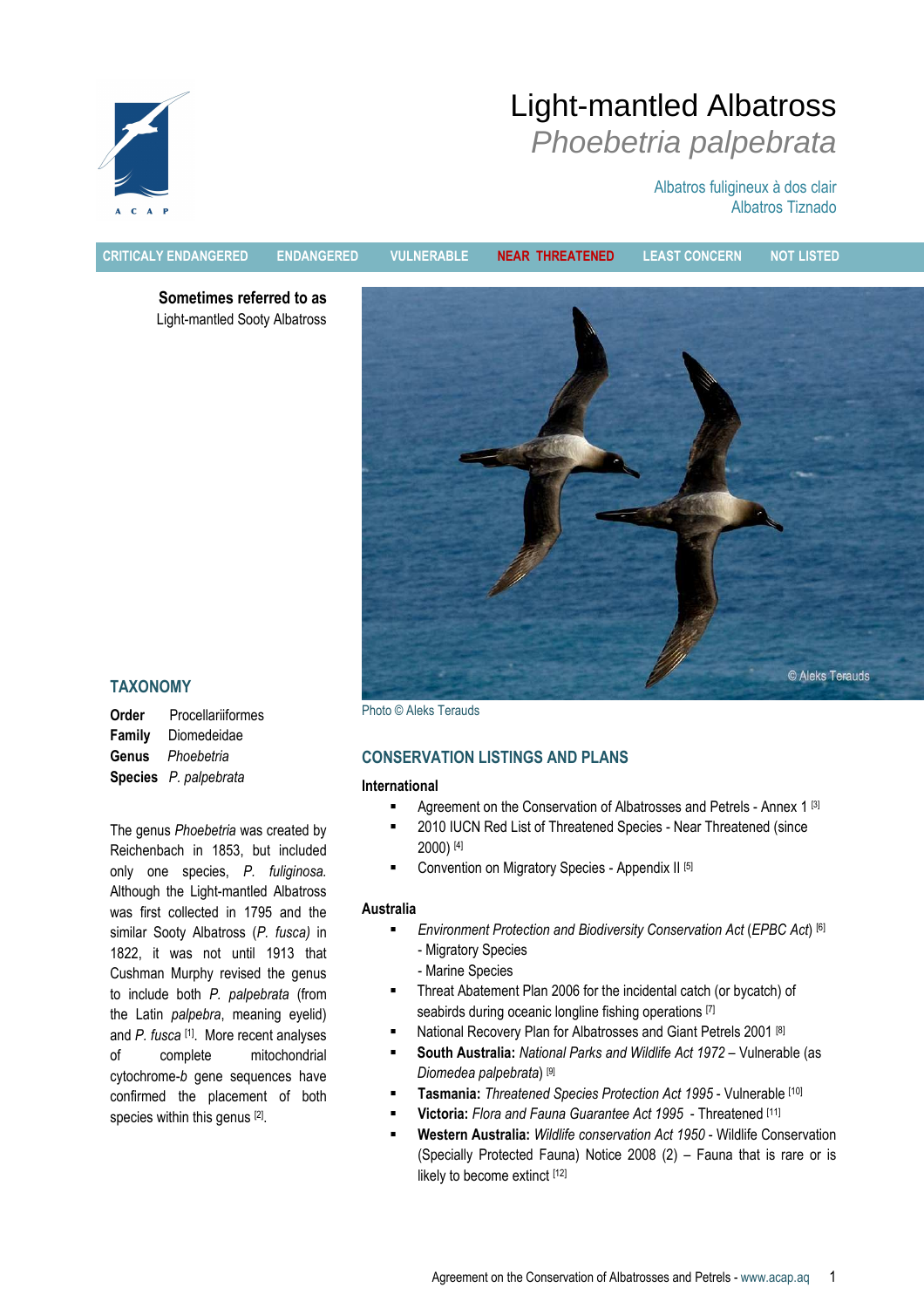# Light-mantled Albatross
## *Phoebetria palpebrata*

Albatros fuligineux à dos clair
Albatros Tiznado

CRITICALY ENDANGERED | ENDANGERED | VULNERABLE | **NEAR THREATENED** | LEAST CONCERN | NOT LISTED

**Sometimes referred to as**
Light-mantled Sooty Albatross

Photo © Aleks Terauds

## TAXONOMY

**Order** Procellariiformes
**Family** Diomedeidae
**Genus** *Phoebetria*
**Species** *P. palpebrata*

The genus *Phoebetria* was created by Reichenbach in 1853, but included only one species, *P. fuliginosa*. Although the Light-mantled Albatross was first collected in 1795 and the similar Sooty Albatross (*P. fusca)* in 1822, it was not until 1913 that Cushman Murphy revised the genus to include both *P. palpebrata* (from the Latin *palpebra*, meaning eyelid) and *P. fusca* [1]. More recent analyses of complete mitochondrial cytochrome-*b* gene sequences have confirmed the placement of both species within this genus [2].

## CONSERVATION LISTINGS AND PLANS

### International

- Agreement on the Conservation of Albatrosses and Petrels - Annex 1 [3]
- 2010 IUCN Red List of Threatened Species - Near Threatened (since 2000) [4]
- Convention on Migratory Species - Appendix II [5]

### Australia

- *Environment Protection and Biodiversity Conservation Act* (*EPBC Act*) [6]
  - Migratory Species
  - Marine Species
- Threat Abatement Plan 2006 for the incidental catch (or bycatch) of seabirds during oceanic longline fishing operations [7]
- National Recovery Plan for Albatrosses and Giant Petrels 2001 [8]
- **South Australia:** *National Parks and Wildlife Act 1972* – Vulnerable (as *Diomedea palpebrata*) [9]
- **Tasmania:** *Threatened Species Protection Act 1995* - Vulnerable [10]
- **Victoria:** *Flora and Fauna Guarantee Act 1995* - Threatened [11]
- **Western Australia:** *Wildlife conservation Act 1950* - Wildlife Conservation (Specially Protected Fauna) Notice 2008 (2) – Fauna that is rare or is likely to become extinct [12]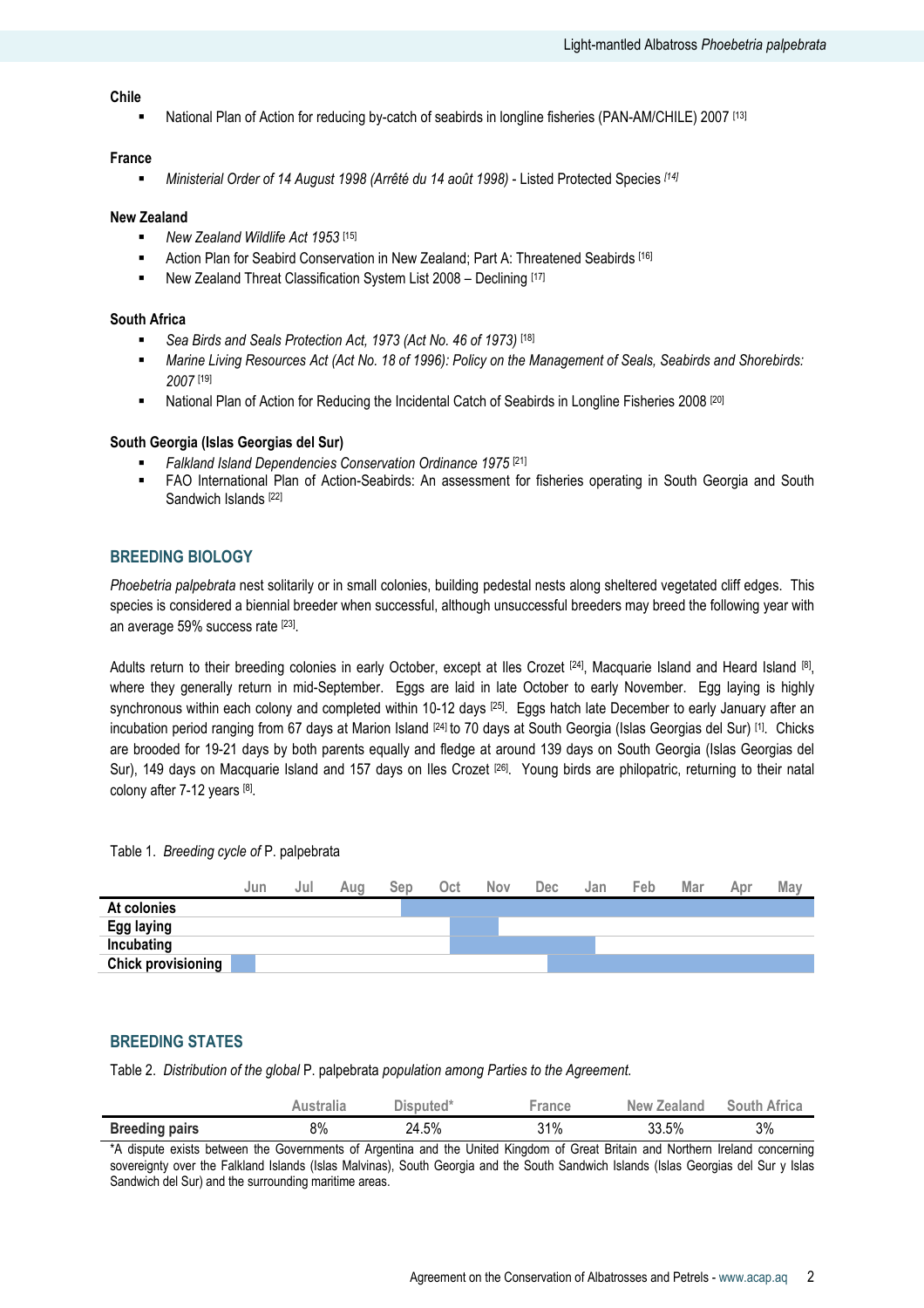**Chile**

- National Plan of Action for reducing by-catch of seabirds in longline fisheries (PAN-AM/CHILE) 2007 [13]

**France**

- *Ministerial Order of 14 August 1998 (Arrêté du 14 août 1998)* - Listed Protected Species [14]

**New Zealand**

- *New Zealand Wildlife Act 1953* [15]
- Action Plan for Seabird Conservation in New Zealand; Part A: Threatened Seabirds [16]
- New Zealand Threat Classification System List 2008 – Declining [17]

**South Africa**

- *Sea Birds and Seals Protection Act, 1973 (Act No. 46 of 1973)* [18]
- *Marine Living Resources Act (Act No. 18 of 1996): Policy on the Management of Seals, Seabirds and Shorebirds: 2007* [19]
- National Plan of Action for Reducing the Incidental Catch of Seabirds in Longline Fisheries 2008 [20]

**South Georgia (Islas Georgias del Sur)**

- *Falkland Island Dependencies Conservation Ordinance 1975* [21]
- FAO International Plan of Action-Seabirds: An assessment for fisheries operating in South Georgia and South Sandwich Islands [22]

## BREEDING BIOLOGY

*Phoebetria palpebrata* nest solitarily or in small colonies, building pedestal nests along sheltered vegetated cliff edges. This species is considered a biennial breeder when successful, although unsuccessful breeders may breed the following year with an average 59% success rate [23].

Adults return to their breeding colonies in early October, except at Iles Crozet [24], Macquarie Island and Heard Island [8], where they generally return in mid-September. Eggs are laid in late October to early November. Egg laying is highly synchronous within each colony and completed within 10-12 days [25]. Eggs hatch late December to early January after an incubation period ranging from 67 days at Marion Island [24] to 70 days at South Georgia (Islas Georgias del Sur) [1]. Chicks are brooded for 19-21 days by both parents equally and fledge at around 139 days on South Georgia (Islas Georgias del Sur), 149 days on Macquarie Island and 157 days on Iles Crozet [26]. Young birds are philopatric, returning to their natal colony after 7-12 years [8].

Table 1. *Breeding cycle of* P. palpebrata

| | Jun | Jul | Aug | Sep | Oct | Nov | Dec | Jan | Feb | Mar | Apr | May |
|---|---|---|---|---|---|---|---|---|---|---|---|---|
| **At colonies** | | | | ■ | ■ | ■ | ■ | ■ | ■ | ■ | ■ | ■ |
| **Egg laying** | | | | | ■ | ■ | | | | | | |
| **Incubating** | | | | | ■ | ■ | ■ | ■ | | | | |
| **Chick provisioning** | ■ | | | | | | ■ | ■ | ■ | ■ | ■ | ■ |

## BREEDING STATES

Table 2. *Distribution of the global* P. palpebrata *population among Parties to the Agreement.*

| | Australia | Disputed* | France | New Zealand | South Africa |
|---|---|---|---|---|---|
| **Breeding pairs** | 8% | 24.5% | 31% | 33.5% | 3% |

*A dispute exists between the Governments of Argentina and the United Kingdom of Great Britain and Northern Ireland concerning sovereignty over the Falkland Islands (Islas Malvinas), South Georgia and the South Sandwich Islands (Islas Georgias del Sur y Islas Sandwich del Sur) and the surrounding maritime areas.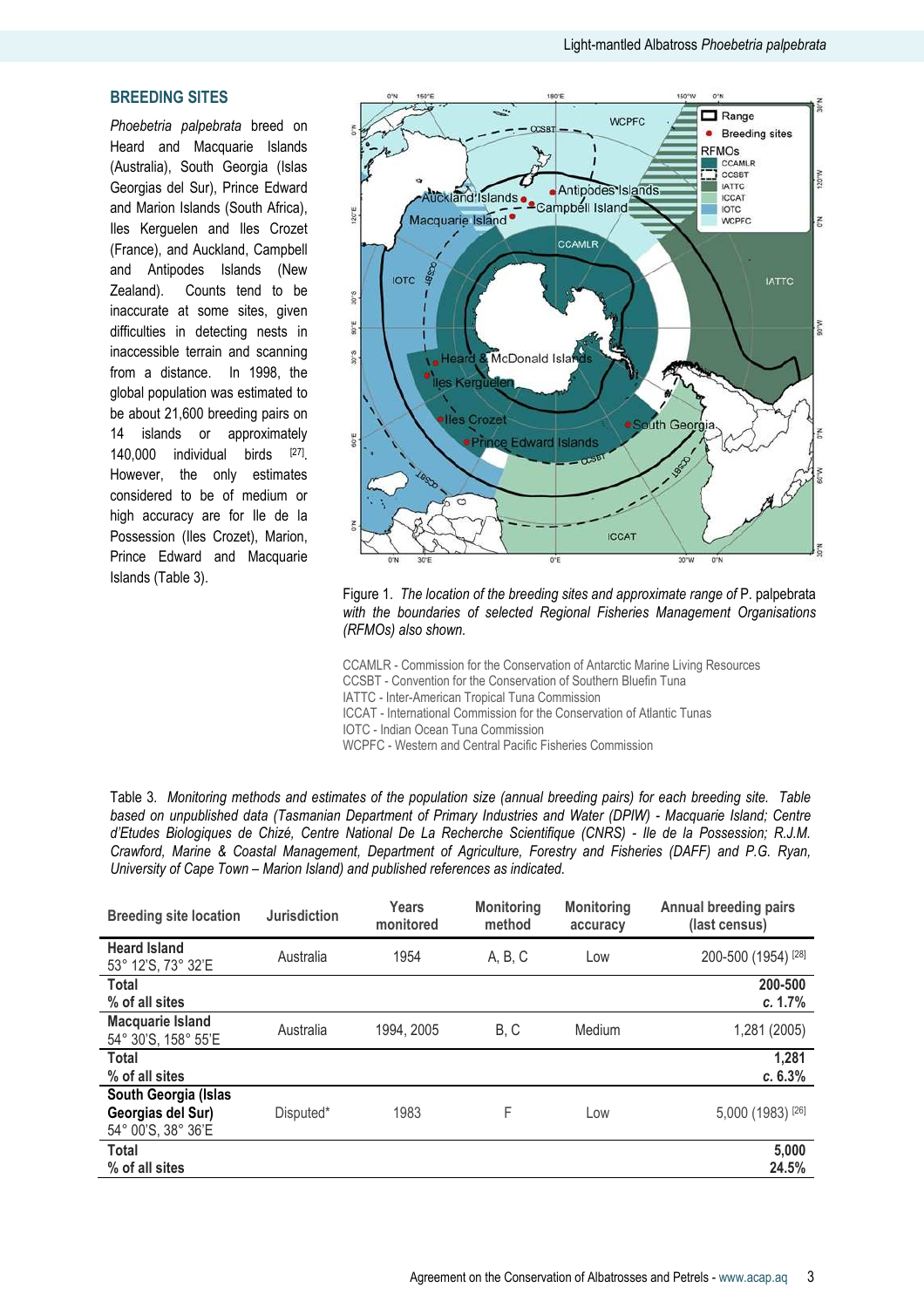## BREEDING SITES

*Phoebetria palpebrata* breed on Heard and Macquarie Islands (Australia), South Georgia (Islas Georgias del Sur), Prince Edward and Marion Islands (South Africa), Iles Kerguelen and Iles Crozet (France), and Auckland, Campbell and Antipodes Islands (New Zealand). Counts tend to be inaccurate at some sites, given difficulties in detecting nests in inaccessible terrain and scanning from a distance. In 1998, the global population was estimated to be about 21,600 breeding pairs on 14 islands or approximately 140,000 individual birds [27]. However, the only estimates considered to be of medium or high accuracy are for Ile de la Possession (Iles Crozet), Marion, Prince Edward and Macquarie Islands (Table 3).

Figure 1. *The location of the breeding sites and approximate range of* P. palpebrata *with the boundaries of selected Regional Fisheries Management Organisations (RFMOs) also shown.*

CCAMLR - Commission for the Conservation of Antarctic Marine Living Resources
CCSBT - Convention for the Conservation of Southern Bluefin Tuna
IATTC - Inter-American Tropical Tuna Commission
ICCAT - International Commission for the Conservation of Atlantic Tunas
IOTC - Indian Ocean Tuna Commission
WCPFC - Western and Central Pacific Fisheries Commission

Table 3. *Monitoring methods and estimates of the population size (annual breeding pairs) for each breeding site. Table based on unpublished data (Tasmanian Department of Primary Industries and Water (DPIW) - Macquarie Island; Centre d'Etudes Biologiques de Chizé, Centre National De La Recherche Scientifique (CNRS) - Ile de la Possession; R.J.M. Crawford, Marine & Coastal Management, Department of Agriculture, Forestry and Fisheries (DAFF) and P.G. Ryan, University of Cape Town – Marion Island) and published references as indicated.*

| Breeding site location | Jurisdiction | Years monitored | Monitoring method | Monitoring accuracy | Annual breeding pairs (last census) |
|---|---|---|---|---|---|
| **Heard Island** 53° 12'S, 73° 32'E | Australia | 1954 | A, B, C | Low | 200-500 (1954) [28] |
| **Total** **% of all sites** | | | | | **200-500** ***c.* 1.7%** |
| **Macquarie Island** 54° 30'S, 158° 55'E | Australia | 1994, 2005 | B, C | Medium | 1,281 (2005) |
| **Total** **% of all sites** | | | | | **1,281** ***c.* 6.3%** |
| **South Georgia (Islas Georgias del Sur)** 54° 00'S, 38° 36'E | Disputed* | 1983 | F | Low | 5,000 (1983) [26] |
| **Total** **% of all sites** | | | | | **5,000** **24.5%** |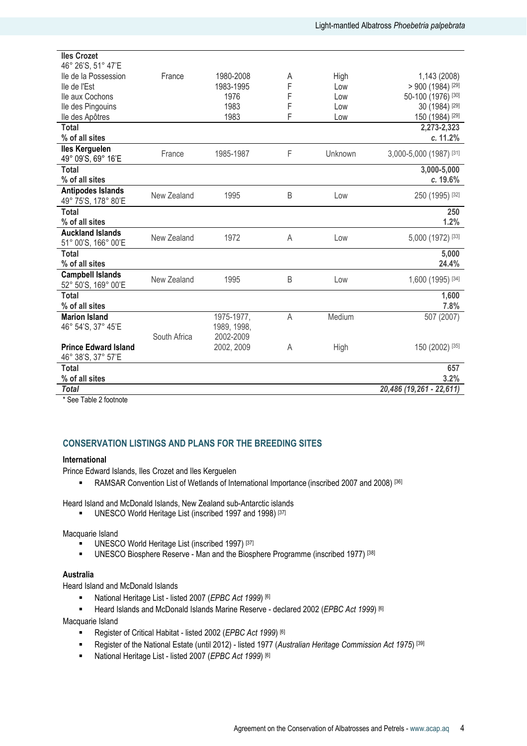| | | | | | |
|---|---|---|---|---|---|
| **Iles Crozet** 46° 26'S, 51° 47'E | | | | | |
| Ile de la Possession | France | 1980-2008 | A | High | 1,143 (2008) |
| Ile de l'Est | | 1983-1995 | F | Low | > 900 (1984) [29] |
| Ile aux Cochons | | 1976 | F | Low | 50-100 (1976) [30] |
| Ile des Pingouins | | 1983 | F | Low | 30 (1984) [29] |
| Ile des Apôtres | | 1983 | F | Low | 150 (1984) [29] |
| **Total** | | | | | **2,273-2,323** |
| **% of all sites** | | | | | ***c.* 11.2%** |
| **Iles Kerguelen** 49° 09'S, 69° 16'E | France | 1985-1987 | F | Unknown | 3,000-5,000 (1987) [31] |
| **Total** | | | | | **3,000-5,000** |
| **% of all sites** | | | | | ***c.* 19.6%** |
| **Antipodes Islands** 49° 75'S, 178° 80'E | New Zealand | 1995 | B | Low | 250 (1995) [32] |
| **Total** | | | | | **250** |
| **% of all sites** | | | | | **1.2%** |
| **Auckland Islands** 51° 00'S, 166° 00'E | New Zealand | 1972 | A | Low | 5,000 (1972) [33] |
| **Total** | | | | | **5,000** |
| **% of all sites** | | | | | **24.4%** |
| **Campbell Islands** 52° 50'S, 169° 00'E | New Zealand | 1995 | B | Low | 1,600 (1995) [34] |
| **Total** | | | | | **1,600** |
| **% of all sites** | | | | | **7.8%** |
| **Marion Island** 46° 54'S, 37° 45'E | South Africa | 1975-1977, 1989, 1998, 2002-2009 | A | Medium | 507 (2007) |
| **Prince Edward Island** 46° 38'S, 37° 57'E | | 2002, 2009 | A | High | 150 (2002) [35] |
| **Total** | | | | | **657** |
| **% of all sites** | | | | | **3.2%** |
| ***Total*** | | | | | ***20,486 (19,261 - 22,611)*** |

\* See Table 2 footnote

## CONSERVATION LISTINGS AND PLANS FOR THE BREEDING SITES

### International

Prince Edward Islands, Iles Crozet and Iles Kerguelen

- RAMSAR Convention List of Wetlands of International Importance (inscribed 2007 and 2008) [36]

Heard Island and McDonald Islands, New Zealand sub-Antarctic islands

- UNESCO World Heritage List (inscribed 1997 and 1998) [37]

Macquarie Island

- UNESCO World Heritage List (inscribed 1997) [37]
- UNESCO Biosphere Reserve - Man and the Biosphere Programme (inscribed 1977) [38]

### Australia

Heard Island and McDonald Islands

- National Heritage List - listed 2007 (*EPBC Act 1999*) [6]
- Heard Islands and McDonald Islands Marine Reserve - declared 2002 (*EPBC Act 1999*) [6]

Macquarie Island

- Register of Critical Habitat - listed 2002 (*EPBC Act 1999*) [6]
- Register of the National Estate (until 2012) - listed 1977 (*Australian Heritage Commission Act 1975*) [39]
- National Heritage List - listed 2007 (*EPBC Act 1999*) [6]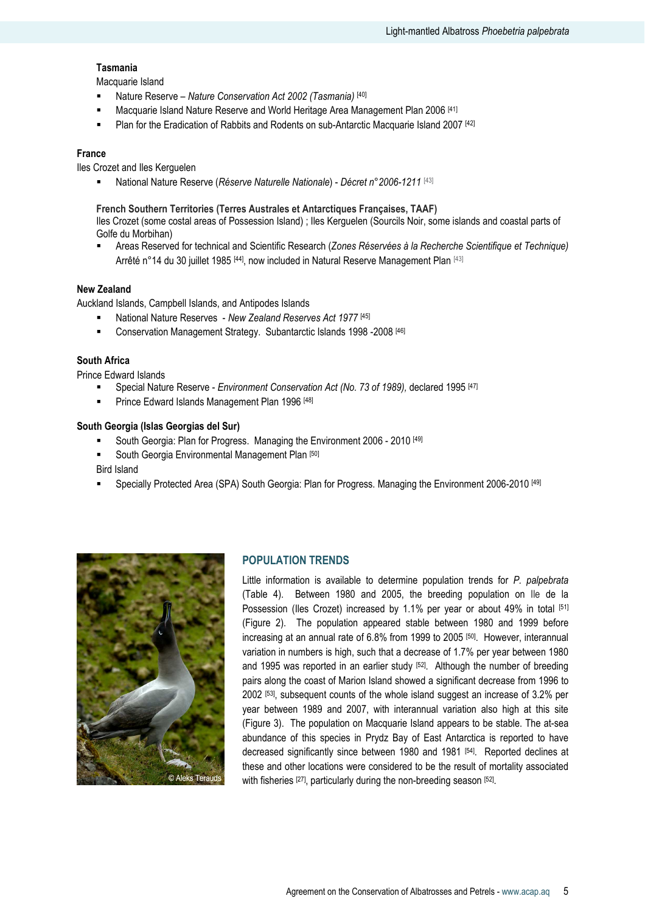**Tasmania**

Macquarie Island

- Nature Reserve – *Nature Conservation Act 2002 (Tasmania)* [40]
- Macquarie Island Nature Reserve and World Heritage Area Management Plan 2006 [41]
- Plan for the Eradication of Rabbits and Rodents on sub-Antarctic Macquarie Island 2007 [42]

**France**

Iles Crozet and Iles Kerguelen

- National Nature Reserve (*Réserve Naturelle Nationale*) - *Décret n° 2006-1211* [43]

**French Southern Territories (Terres Australes et Antarctiques Françaises, TAAF)**

Iles Crozet (some costal areas of Possession Island) ; Iles Kerguelen (Sourcils Noir, some islands and coastal parts of Golfe du Morbihan)

- Areas Reserved for technical and Scientific Research (*Zones Réservées à la Recherche Scientifique et Technique)* Arrêté n°14 du 30 juillet 1985 [44], now included in Natural Reserve Management Plan [43]

**New Zealand**

Auckland Islands, Campbell Islands, and Antipodes Islands

- National Nature Reserves - *New Zealand Reserves Act 1977* [45]
- Conservation Management Strategy. Subantarctic Islands 1998 -2008 [46]

**South Africa**

Prince Edward Islands

- Special Nature Reserve - *Environment Conservation Act (No. 73 of 1989),* declared 1995 [47]
- Prince Edward Islands Management Plan 1996 [48]

**South Georgia (Islas Georgias del Sur)**

- South Georgia: Plan for Progress. Managing the Environment 2006 - 2010 [49]
- South Georgia Environmental Management Plan [50]

Bird Island

- Specially Protected Area (SPA) South Georgia: Plan for Progress. Managing the Environment 2006-2010 [49]

© Aleks Terauds

## POPULATION TRENDS

Little information is available to determine population trends for *P. palpebrata* (Table 4). Between 1980 and 2005, the breeding population on Ile de la Possession (Iles Crozet) increased by 1.1% per year or about 49% in total [51] (Figure 2). The population appeared stable between 1980 and 1999 before increasing at an annual rate of 6.8% from 1999 to 2005 [50]. However, interannual variation in numbers is high, such that a decrease of 1.7% per year between 1980 and 1995 was reported in an earlier study [52]. Although the number of breeding pairs along the coast of Marion Island showed a significant decrease from 1996 to 2002 [53], subsequent counts of the whole island suggest an increase of 3.2% per year between 1989 and 2007, with interannual variation also high at this site (Figure 3). The population on Macquarie Island appears to be stable. The at-sea abundance of this species in Prydz Bay of East Antarctica is reported to have decreased significantly since between 1980 and 1981 [54]. Reported declines at these and other locations were considered to be the result of mortality associated with fisheries [27], particularly during the non-breeding season [52].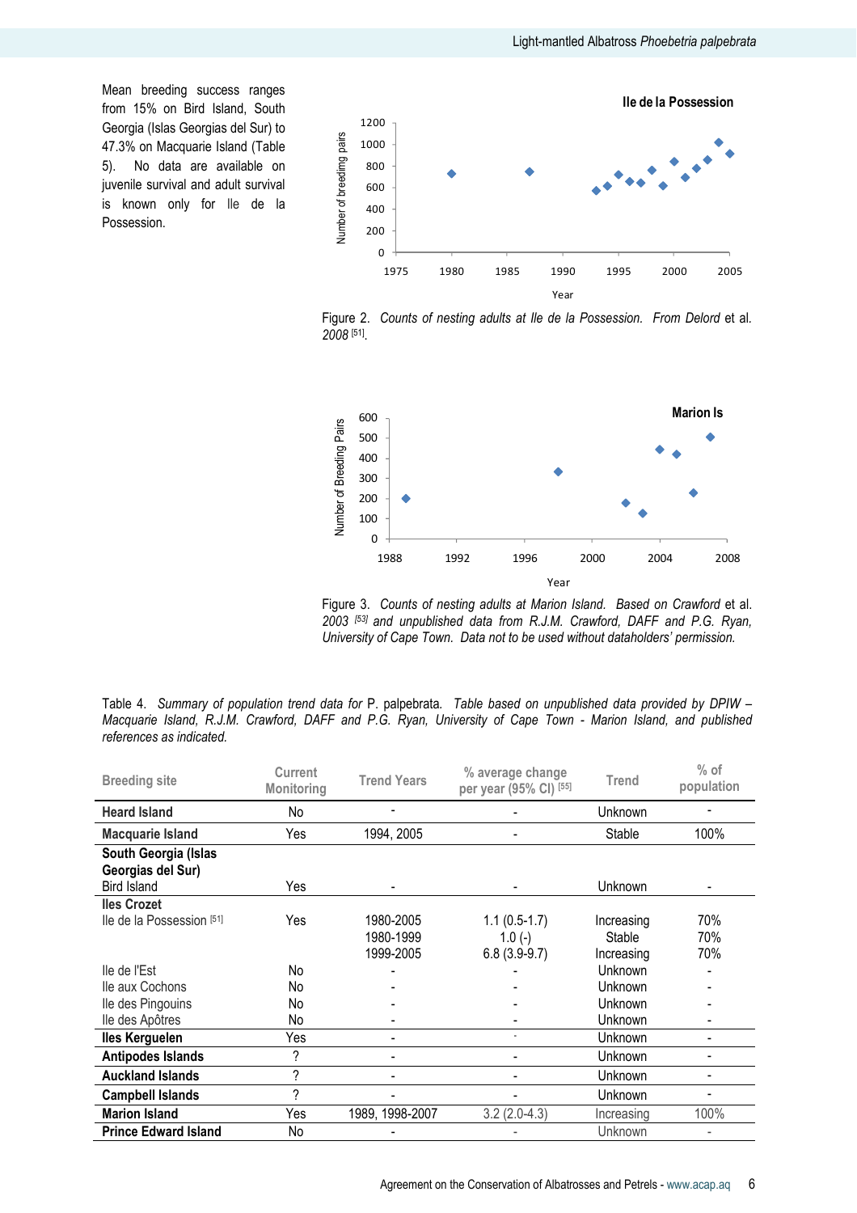Mean breeding success ranges from 15% on Bird Island, South Georgia (Islas Georgias del Sur) to 47.3% on Macquarie Island (Table 5). No data are available on juvenile survival and adult survival is known only for Ile de la Possession.

Figure 2. *Counts of nesting adults at Ile de la Possession. From Delord* et al. *2008* [51].

Figure 3. *Counts of nesting adults at Marion Island. Based on Crawford* et al. *2003* [53] *and unpublished data from R.J.M. Crawford, DAFF and P.G. Ryan, University of Cape Town. Data not to be used without dataholders' permission.*

Table 4. *Summary of population trend data for* P. palpebrata*. Table based on unpublished data provided by DPIW – Macquarie Island, R.J.M. Crawford, DAFF and P.G. Ryan, University of Cape Town - Marion Island, and published references as indicated.*

| Breeding site | Current Monitoring | Trend Years | % average change per year (95% CI) [55] | Trend | % of population |
|---|---|---|---|---|---|
| **Heard Island** | No | - | - | Unknown | - |
| **Macquarie Island** | Yes | 1994, 2005 | - | Stable | 100% |
| **South Georgia (Islas Georgias del Sur)** | | | | | |
| Bird Island | Yes | - | - | Unknown | - |
| **Iles Crozet** | | | | | |
| Ile de la Possession [51] | Yes | 1980-2005 | 1.1 (0.5-1.7) | Increasing | 70% |
| | | 1980-1999 | 1.0 (-) | Stable | 70% |
| | | 1999-2005 | 6.8 (3.9-9.7) | Increasing | 70% |
| Ile de l'Est | No | - | - | Unknown | - |
| Ile aux Cochons | No | - | - | Unknown | - |
| Ile des Pingouins | No | - | - | Unknown | - |
| Ile des Apôtres | No | - | - | Unknown | - |
| **Iles Kerguelen** | Yes | - | - | Unknown | - |
| **Antipodes Islands** | ? | - | - | Unknown | - |
| **Auckland Islands** | ? | - | - | Unknown | - |
| **Campbell Islands** | ? | - | - | Unknown | - |
| **Marion Island** | Yes | 1989, 1998-2007 | 3.2 (2.0-4.3) | Increasing | 100% |
| **Prince Edward Island** | No | - | - | Unknown | - |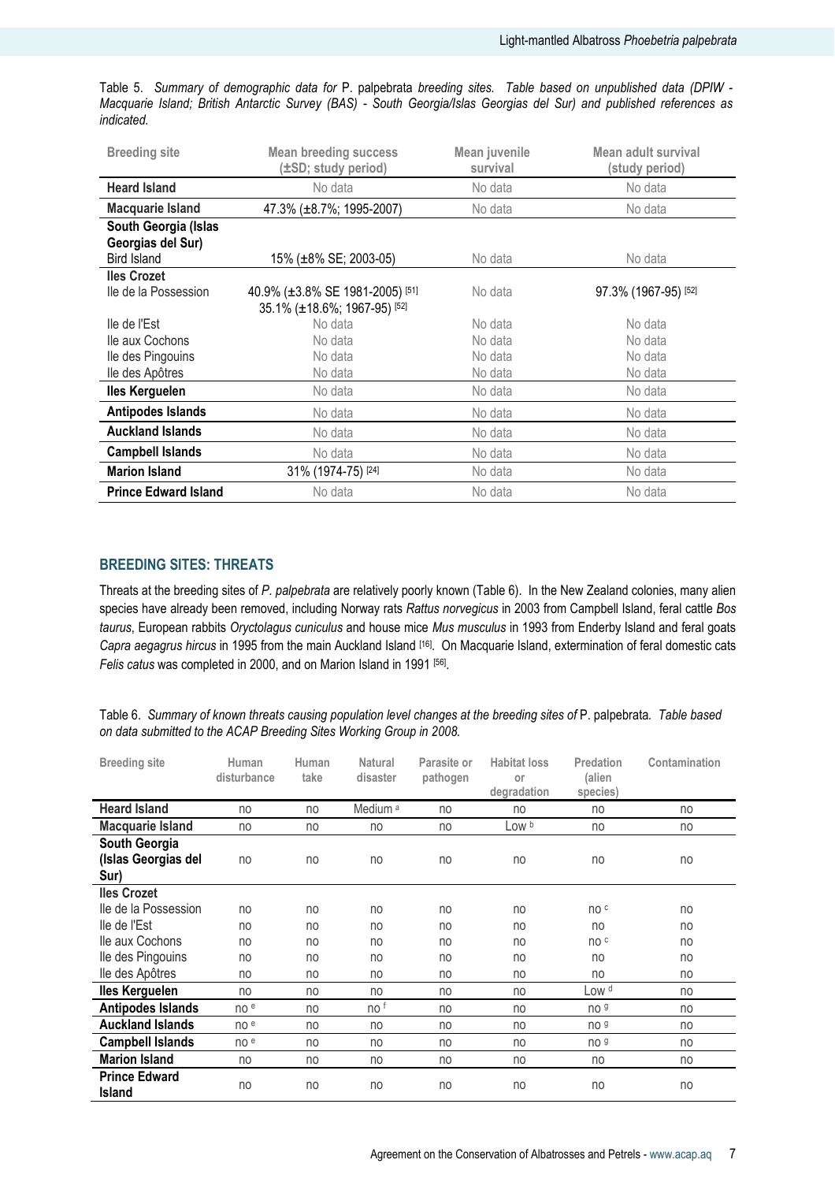Table 5. *Summary of demographic data for* P. palpebrata *breeding sites. Table based on unpublished data (DPIW - Macquarie Island; British Antarctic Survey (BAS) - South Georgia/Islas Georgias del Sur) and published references as indicated.*

| Breeding site | Mean breeding success (±SD; study period) | Mean juvenile survival | Mean adult survival (study period) |
|---|---|---|---|
| **Heard Island** | No data | No data | No data |
| **Macquarie Island** | 47.3% (±8.7%; 1995-2007) | No data | No data |
| **South Georgia (Islas Georgias del Sur)** | | | |
| Bird Island | 15% (±8% SE; 2003-05) | No data | No data |
| **Iles Crozet** | | | |
| Ile de la Possession | 40.9% (±3.8% SE 1981-2005) [51] 35.1% (±18.6%; 1967-95) [52] | No data | 97.3% (1967-95) [52] |
| Ile de l'Est | No data | No data | No data |
| Ile aux Cochons | No data | No data | No data |
| Ile des Pingouins | No data | No data | No data |
| Ile des Apôtres | No data | No data | No data |
| **Iles Kerguelen** | No data | No data | No data |
| **Antipodes Islands** | No data | No data | No data |
| **Auckland Islands** | No data | No data | No data |
| **Campbell Islands** | No data | No data | No data |
| **Marion Island** | 31% (1974-75) [24] | No data | No data |
| **Prince Edward Island** | No data | No data | No data |

## BREEDING SITES: THREATS

Threats at the breeding sites of *P. palpebrata* are relatively poorly known (Table 6). In the New Zealand colonies, many alien species have already been removed, including Norway rats *Rattus norvegicus* in 2003 from Campbell Island, feral cattle *Bos taurus*, European rabbits *Oryctolagus cuniculus* and house mice *Mus musculus* in 1993 from Enderby Island and feral goats *Capra aegagrus hircus* in 1995 from the main Auckland Island [16]. On Macquarie Island, extermination of feral domestic cats *Felis catus* was completed in 2000, and on Marion Island in 1991 [56].

Table 6. *Summary of known threats causing population level changes at the breeding sites of* P. palpebrata*. Table based on data submitted to the ACAP Breeding Sites Working Group in 2008.*

| Breeding site | Human disturbance | Human take | Natural disaster | Parasite or pathogen | Habitat loss or degradation | Predation (alien species) | Contamination |
|---|---|---|---|---|---|---|---|
| **Heard Island** | no | no | Medium [a] | no | no | no | no |
| **Macquarie Island** | no | no | no | no | Low [b] | no | no |
| **South Georgia (Islas Georgias del Sur)** | no | no | no | no | no | no | no |
| **Iles Crozet** | | | | | | | |
| Ile de la Possession | no | no | no | no | no | no [c] | no |
| Ile de l'Est | no | no | no | no | no | no | no |
| Ile aux Cochons | no | no | no | no | no | no [c] | no |
| Ile des Pingouins | no | no | no | no | no | no | no |
| Ile des Apôtres | no | no | no | no | no | no | no |
| **Iles Kerguelen** | no | no | no | no | no | Low [d] | no |
| **Antipodes Islands** | no [e] | no | no [f] | no | no | no [g] | no |
| **Auckland Islands** | no [e] | no | no | no | no | no [g] | no |
| **Campbell Islands** | no [e] | no | no | no | no | no [g] | no |
| **Marion Island** | no | no | no | no | no | no | no |
| **Prince Edward Island** | no | no | no | no | no | no | no |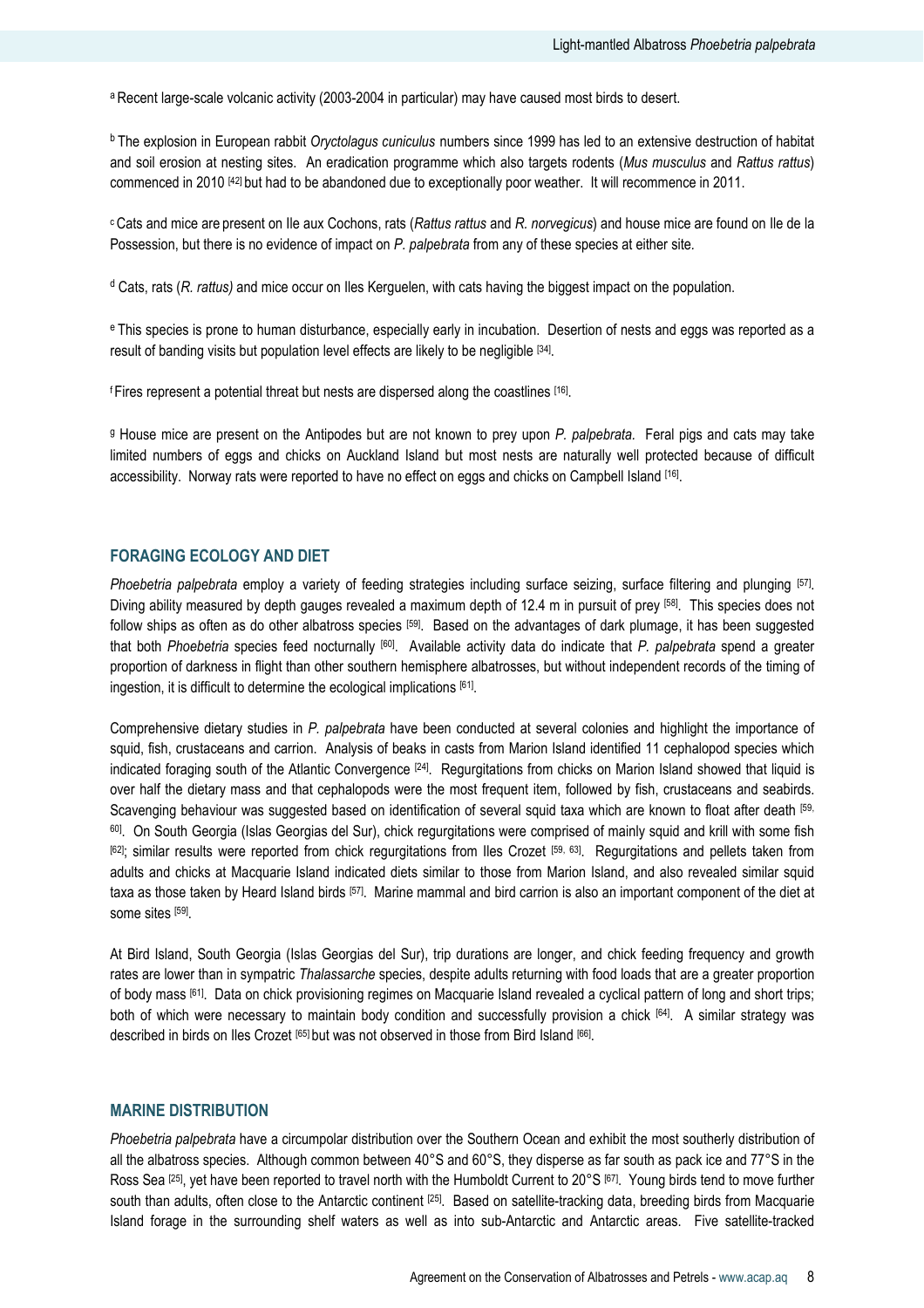[a] Recent large-scale volcanic activity (2003-2004 in particular) may have caused most birds to desert.

[b] The explosion in European rabbit *Oryctolagus cuniculus* numbers since 1999 has led to an extensive destruction of habitat and soil erosion at nesting sites. An eradication programme which also targets rodents (*Mus musculus* and *Rattus rattus*) commenced in 2010 [42] but had to be abandoned due to exceptionally poor weather. It will recommence in 2011.

[c] Cats and mice are present on Ile aux Cochons, rats (*Rattus rattus* and *R. norvegicus*) and house mice are found on Ile de la Possession, but there is no evidence of impact on *P. palpebrata* from any of these species at either site.

[d] Cats, rats (*R. rattus)* and mice occur on Iles Kerguelen, with cats having the biggest impact on the population.

[e] This species is prone to human disturbance, especially early in incubation. Desertion of nests and eggs was reported as a result of banding visits but population level effects are likely to be negligible [34].

[f] Fires represent a potential threat but nests are dispersed along the coastlines [16].

[g] House mice are present on the Antipodes but are not known to prey upon *P. palpebrata*. Feral pigs and cats may take limited numbers of eggs and chicks on Auckland Island but most nests are naturally well protected because of difficult accessibility. Norway rats were reported to have no effect on eggs and chicks on Campbell Island [16].

## FORAGING ECOLOGY AND DIET

*Phoebetria palpebrata* employ a variety of feeding strategies including surface seizing, surface filtering and plunging [57]. Diving ability measured by depth gauges revealed a maximum depth of 12.4 m in pursuit of prey [58]. This species does not follow ships as often as do other albatross species [59]. Based on the advantages of dark plumage, it has been suggested that both *Phoebetria* species feed nocturnally [60]. Available activity data do indicate that *P. palpebrata* spend a greater proportion of darkness in flight than other southern hemisphere albatrosses, but without independent records of the timing of ingestion, it is difficult to determine the ecological implications [61].

Comprehensive dietary studies in *P. palpebrata* have been conducted at several colonies and highlight the importance of squid, fish, crustaceans and carrion. Analysis of beaks in casts from Marion Island identified 11 cephalopod species which indicated foraging south of the Atlantic Convergence [24]. Regurgitations from chicks on Marion Island showed that liquid is over half the dietary mass and that cephalopods were the most frequent item, followed by fish, crustaceans and seabirds. Scavenging behaviour was suggested based on identification of several squid taxa which are known to float after death [59, 60]. On South Georgia (Islas Georgias del Sur), chick regurgitations were comprised of mainly squid and krill with some fish [62]; similar results were reported from chick regurgitations from Iles Crozet [59, 63]. Regurgitations and pellets taken from adults and chicks at Macquarie Island indicated diets similar to those from Marion Island, and also revealed similar squid taxa as those taken by Heard Island birds [57]. Marine mammal and bird carrion is also an important component of the diet at some sites [59].

At Bird Island, South Georgia (Islas Georgias del Sur), trip durations are longer, and chick feeding frequency and growth rates are lower than in sympatric *Thalassarche* species, despite adults returning with food loads that are a greater proportion of body mass [61]. Data on chick provisioning regimes on Macquarie Island revealed a cyclical pattern of long and short trips; both of which were necessary to maintain body condition and successfully provision a chick [64]. A similar strategy was described in birds on Iles Crozet [65] but was not observed in those from Bird Island [66].

## MARINE DISTRIBUTION

*Phoebetria palpebrata* have a circumpolar distribution over the Southern Ocean and exhibit the most southerly distribution of all the albatross species. Although common between 40°S and 60°S, they disperse as far south as pack ice and 77°S in the Ross Sea [25], yet have been reported to travel north with the Humboldt Current to 20°S [67]. Young birds tend to move further south than adults, often close to the Antarctic continent [25]. Based on satellite-tracking data, breeding birds from Macquarie Island forage in the surrounding shelf waters as well as into sub-Antarctic and Antarctic areas. Five satellite-tracked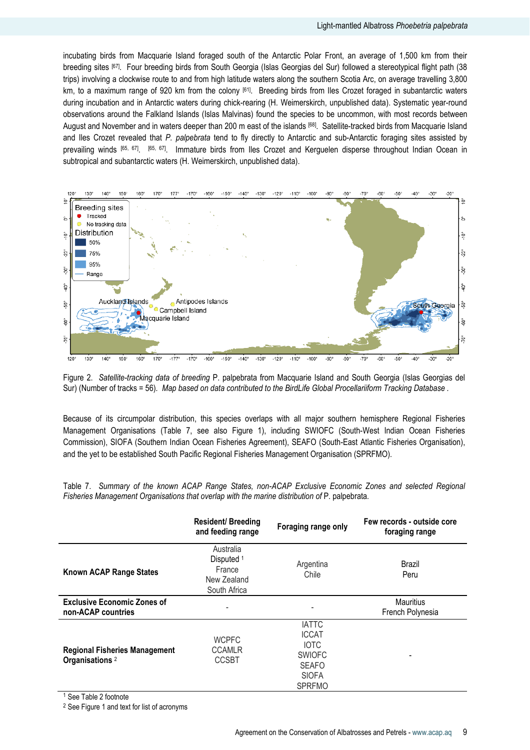incubating birds from Macquarie Island foraged south of the Antarctic Polar Front, an average of 1,500 km from their breeding sites [67]. Four breeding birds from South Georgia (Islas Georgias del Sur) followed a stereotypical flight path (38 trips) involving a clockwise route to and from high latitude waters along the southern Scotia Arc, on average travelling 3,800 km, to a maximum range of 920 km from the colony [61]. Breeding birds from Iles Crozet foraged in subantarctic waters during incubation and in Antarctic waters during chick-rearing (H. Weimerskirch, unpublished data). Systematic year-round observations around the Falkland Islands (Islas Malvinas) found the species to be uncommon, with most records between August and November and in waters deeper than 200 m east of the islands [68]. Satellite-tracked birds from Macquarie Island and Iles Crozet revealed that *P. palpebrata* tend to fly directly to Antarctic and sub-Antarctic foraging sites assisted by prevailing winds [65, 67]. [65, 67]. Immature birds from Iles Crozet and Kerguelen disperse throughout Indian Ocean in subtropical and subantarctic waters (H. Weimerskirch, unpublished data).

Figure 2. *Satellite-tracking data of breeding* P. palpebrata from Macquarie Island and South Georgia (Islas Georgias del Sur) (Number of tracks = 56). *Map based on data contributed to the BirdLife Global Procellariiform Tracking Database .*

Because of its circumpolar distribution, this species overlaps with all major southern hemisphere Regional Fisheries Management Organisations (Table 7, see also Figure 1), including SWIOFC (South-West Indian Ocean Fisheries Commission), SIOFA (Southern Indian Ocean Fisheries Agreement), SEAFO (South-East Atlantic Fisheries Organisation), and the yet to be established South Pacific Regional Fisheries Management Organisation (SPRFMO).

Table 7. *Summary of the known ACAP Range States, non-ACAP Exclusive Economic Zones and selected Regional Fisheries Management Organisations that overlap with the marine distribution of* P. palpebrata.

| | Resident/ Breeding and feeding range | Foraging range only | Few records - outside core foraging range |
|---|---|---|---|
| **Known ACAP Range States** | Australia<br>Disputed [1]<br>France<br>New Zealand<br>South Africa | Argentina<br>Chile | Brazil<br>Peru |
| **Exclusive Economic Zones of non-ACAP countries** | - | - | Mauritius<br>French Polynesia |
| **Regional Fisheries Management Organisations** [2] | WCPFC<br>CCAMLR<br>CCSBT | IATTC<br>ICCAT<br>IOTC<br>SWIOFC<br>SEAFO<br>SIOFA<br>SPRFMO | - |

[1] See Table 2 footnote

[2] See Figure 1 and text for list of acronyms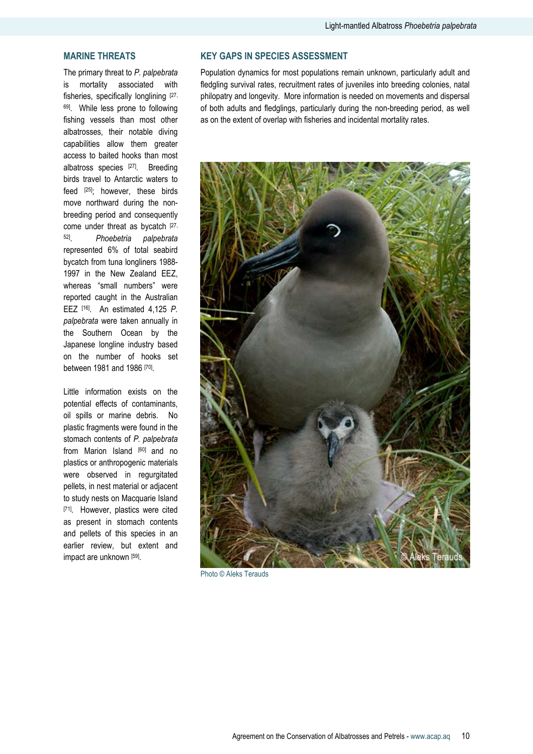## MARINE THREATS

The primary threat to *P. palpebrata* is mortality associated with fisheries, specifically longlining [27, 69]. While less prone to following fishing vessels than most other albatrosses, their notable diving capabilities allow them greater access to baited hooks than most albatross species [27]. Breeding birds travel to Antarctic waters to feed [25]; however, these birds move northward during the non-breeding period and consequently come under threat as bycatch [27, 52]. *Phoebetria palpebrata* represented 6% of total seabird bycatch from tuna longliners 1988-1997 in the New Zealand EEZ, whereas "small numbers" were reported caught in the Australian EEZ [16]. An estimated 4,125 *P. palpebrata* were taken annually in the Southern Ocean by the Japanese longline industry based on the number of hooks set between 1981 and 1986 [70].

Little information exists on the potential effects of contaminants, oil spills or marine debris. No plastic fragments were found in the stomach contents of *P. palpebrata* from Marion Island [60] and no plastics or anthropogenic materials were observed in regurgitated pellets, in nest material or adjacent to study nests on Macquarie Island [71]. However, plastics were cited as present in stomach contents and pellets of this species in an earlier review, but extent and impact are unknown [59].

## KEY GAPS IN SPECIES ASSESSMENT

Population dynamics for most populations remain unknown, particularly adult and fledgling survival rates, recruitment rates of juveniles into breeding colonies, natal philopatry and longevity. More information is needed on movements and dispersal of both adults and fledglings, particularly during the non-breeding period, as well as on the extent of overlap with fisheries and incidental mortality rates.

Photo © Aleks Terauds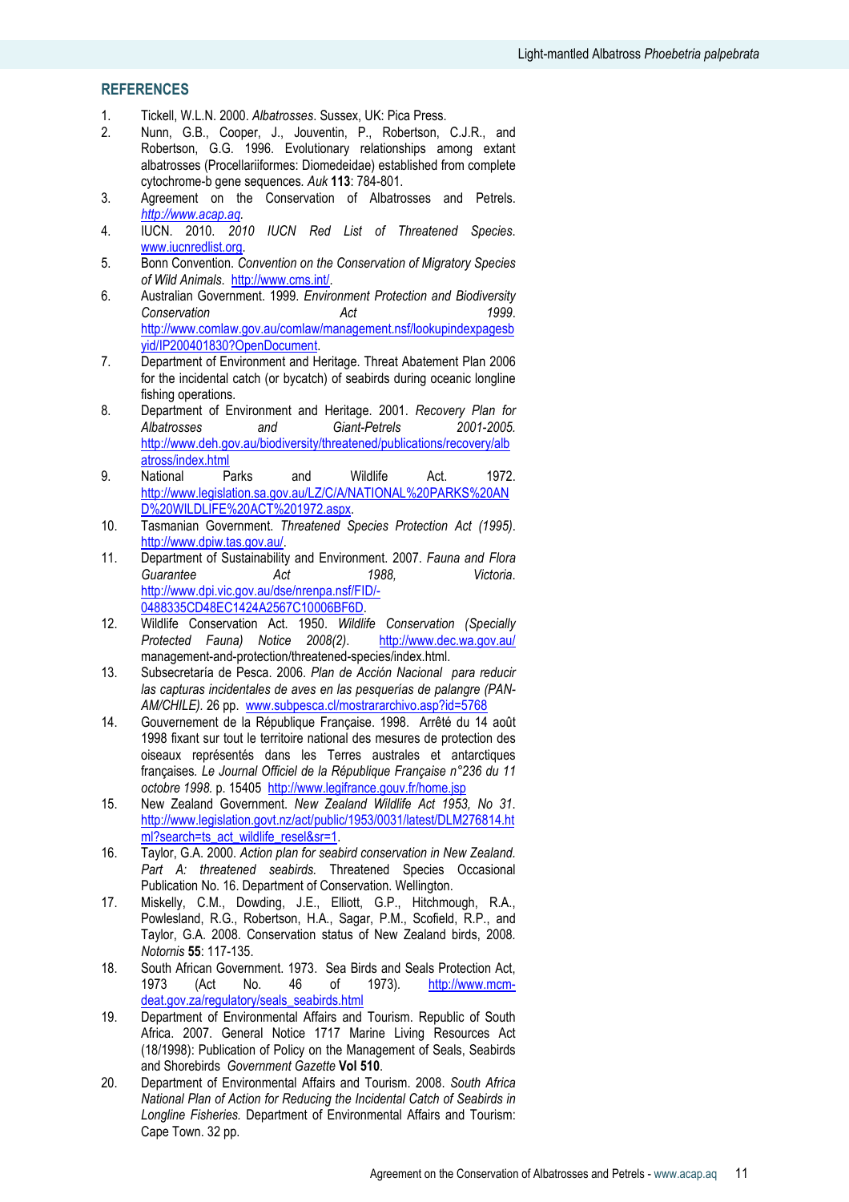## REFERENCES

1. Tickell, W.L.N. 2000. *Albatrosses*. Sussex, UK: Pica Press.
2. Nunn, G.B., Cooper, J., Jouventin, P., Robertson, C.J.R., and Robertson, G.G. 1996. Evolutionary relationships among extant albatrosses (Procellariiformes: Diomedeidae) established from complete cytochrome-b gene sequences. *Auk* **113**: 784-801.
3. Agreement on the Conservation of Albatrosses and Petrels. *http://www.acap.aq*.
4. IUCN. 2010. *2010 IUCN Red List of Threatened Species*. www.iucnredlist.org.
5. Bonn Convention. *Convention on the Conservation of Migratory Species of Wild Animals*. http://www.cms.int/.
6. Australian Government. 1999. *Environment Protection and Biodiversity Conservation Act 1999*. http://www.comlaw.gov.au/comlaw/management.nsf/lookupindexpagesbyid/IP200401830?OpenDocument.
7. Department of Environment and Heritage. Threat Abatement Plan 2006 for the incidental catch (or bycatch) of seabirds during oceanic longline fishing operations.
8. Department of Environment and Heritage. 2001. *Recovery Plan for Albatrosses and Giant-Petrels 2001-2005*. http://www.deh.gov.au/biodiversity/threatened/publications/recovery/albatross/index.html
9. National Parks and Wildlife Act. 1972. http://www.legislation.sa.gov.au/LZ/C/A/NATIONAL%20PARKS%20AND%20WILDLIFE%20ACT%201972.aspx.
10. Tasmanian Government. *Threatened Species Protection Act (1995)*. http://www.dpiw.tas.gov.au/.
11. Department of Sustainability and Environment. 2007. *Fauna and Flora Guarantee Act 1988, Victoria*. http://www.dpi.vic.gov.au/dse/nrenpa.nsf/FID/-0488335CD48EC1424A2567C10006BF6D.
12. Wildlife Conservation Act. 1950. *Wildlife Conservation (Specially Protected Fauna) Notice 2008(2)*. http://www.dec.wa.gov.au/management-and-protection/threatened-species/index.html.
13. Subsecretaría de Pesca. 2006. *Plan de Acción Nacional para reducir las capturas incidentales de aves en las pesquerías de palangre (PAN-AM/CHILE)*. 26 pp. www.subpesca.cl/mostrararchivo.asp?id=5768
14. Gouvernement de la République Française. 1998. Arrêté du 14 août 1998 fixant sur tout le territoire national des mesures de protection des oiseaux représentés dans les Terres australes et antarctiques françaises. *Le Journal Officiel de la République Française n°236 du 11 octobre 1998*. p. 15405 http://www.legifrance.gouv.fr/home.jsp
15. New Zealand Government. *New Zealand Wildlife Act 1953, No 31*. http://www.legislation.govt.nz/act/public/1953/0031/latest/DLM276814.html?search=ts_act_wildlife_resel&sr=1.
16. Taylor, G.A. 2000. *Action plan for seabird conservation in New Zealand. Part A: threatened seabirds.* Threatened Species Occasional Publication No. 16. Department of Conservation. Wellington.
17. Miskelly, C.M., Dowding, J.E., Elliott, G.P., Hitchmough, R.A., Powlesland, R.G., Robertson, H.A., Sagar, P.M., Scofield, R.P., and Taylor, G.A. 2008. Conservation status of New Zealand birds, 2008. *Notornis* **55**: 117-135.
18. South African Government. 1973. Sea Birds and Seals Protection Act, 1973 (Act No. 46 of 1973). http://www.mcm-deat.gov.za/regulatory/seals_seabirds.html
19. Department of Environmental Affairs and Tourism. Republic of South Africa. 2007. General Notice 1717 Marine Living Resources Act (18/1998): Publication of Policy on the Management of Seals, Seabirds and Shorebirds *Government Gazette* **Vol 510**.
20. Department of Environmental Affairs and Tourism. 2008. *South Africa National Plan of Action for Reducing the Incidental Catch of Seabirds in Longline Fisheries.* Department of Environmental Affairs and Tourism: Cape Town. 32 pp.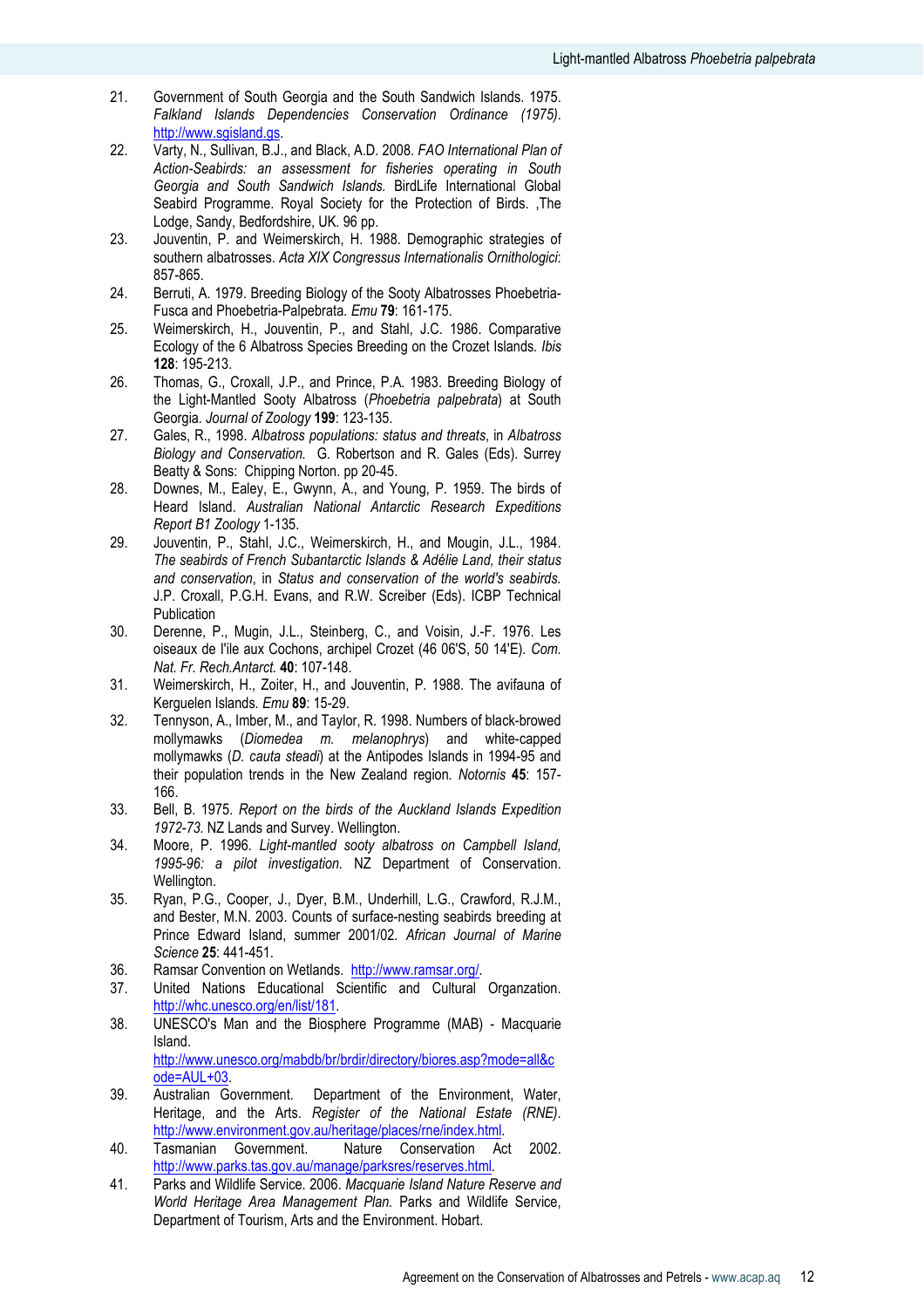21. Government of South Georgia and the South Sandwich Islands. 1975. *Falkland Islands Dependencies Conservation Ordinance (1975).* http://www.sgisland.gs.
22. Varty, N., Sullivan, B.J., and Black, A.D. 2008. *FAO International Plan of Action-Seabirds: an assessment for fisheries operating in South Georgia and South Sandwich Islands.* BirdLife International Global Seabird Programme. Royal Society for the Protection of Birds. ,The Lodge, Sandy, Bedfordshire, UK. 96 pp.
23. Jouventin, P. and Weimerskirch, H. 1988. Demographic strategies of southern albatrosses. *Acta XIX Congressus Internationalis Ornithologici*: 857-865.
24. Berruti, A. 1979. Breeding Biology of the Sooty Albatrosses Phoebetria-Fusca and Phoebetria-Palpebrata. *Emu* **79**: 161-175.
25. Weimerskirch, H., Jouventin, P., and Stahl, J.C. 1986. Comparative Ecology of the 6 Albatross Species Breeding on the Crozet Islands. *Ibis* **128**: 195-213.
26. Thomas, G., Croxall, J.P., and Prince, P.A. 1983. Breeding Biology of the Light-Mantled Sooty Albatross (*Phoebetria palpebrata*) at South Georgia. *Journal of Zoology* **199**: 123-135.
27. Gales, R., 1998. *Albatross populations: status and threats*, in *Albatross Biology and Conservation.* G. Robertson and R. Gales (Eds). Surrey Beatty & Sons: Chipping Norton. pp 20-45.
28. Downes, M., Ealey, E., Gwynn, A., and Young, P. 1959. The birds of Heard Island. *Australian National Antarctic Research Expeditions Report B1 Zoology* 1-135.
29. Jouventin, P., Stahl, J.C., Weimerskirch, H., and Mougin, J.L., 1984. *The seabirds of French Subantarctic Islands & Adélie Land, their status and conservation*, in *Status and conservation of the world's seabirds.* J.P. Croxall, P.G.H. Evans, and R.W. Screiber (Eds). ICBP Technical Publication
30. Derenne, P., Mugin, J.L., Steinberg, C., and Voisin, J.-F. 1976. Les oiseaux de l'ile aux Cochons, archipel Crozet (46 06'S, 50 14'E). *Com. Nat. Fr. Rech.Antarct.* **40**: 107-148.
31. Weimerskirch, H., Zoiter, H., and Jouventin, P. 1988. The avifauna of Kerguelen Islands. *Emu* **89**: 15-29.
32. Tennyson, A., Imber, M., and Taylor, R. 1998. Numbers of black-browed mollymawks (*Diomedea m. melanophrys*) and white-capped mollymawks (*D. cauta steadi*) at the Antipodes Islands in 1994-95 and their population trends in the New Zealand region. *Notornis* **45**: 157-166.
33. Bell, B. 1975. *Report on the birds of the Auckland Islands Expedition 1972-73.* NZ Lands and Survey. Wellington.
34. Moore, P. 1996. *Light-mantled sooty albatross on Campbell Island, 1995-96: a pilot investigation.* NZ Department of Conservation. Wellington.
35. Ryan, P.G., Cooper, J., Dyer, B.M., Underhill, L.G., Crawford, R.J.M., and Bester, M.N. 2003. Counts of surface-nesting seabirds breeding at Prince Edward Island, summer 2001/02. *African Journal of Marine Science* **25**: 441-451.
36. Ramsar Convention on Wetlands. http://www.ramsar.org/.
37. United Nations Educational Scientific and Cultural Organzation. http://whc.unesco.org/en/list/181.
38. UNESCO's Man and the Biosphere Programme (MAB) - Macquarie Island. http://www.unesco.org/mabdb/br/brdir/directory/biores.asp?mode=all&code=AUL+03.
39. Australian Government. Department of the Environment, Water, Heritage, and the Arts. *Register of the National Estate (RNE).* http://www.environment.gov.au/heritage/places/rne/index.html.
40. Tasmanian Government. Nature Conservation Act 2002. http://www.parks.tas.gov.au/manage/parksres/reserves.html.
41. Parks and Wildlife Service. 2006. *Macquarie Island Nature Reserve and World Heritage Area Management Plan.* Parks and Wildlife Service, Department of Tourism, Arts and the Environment. Hobart.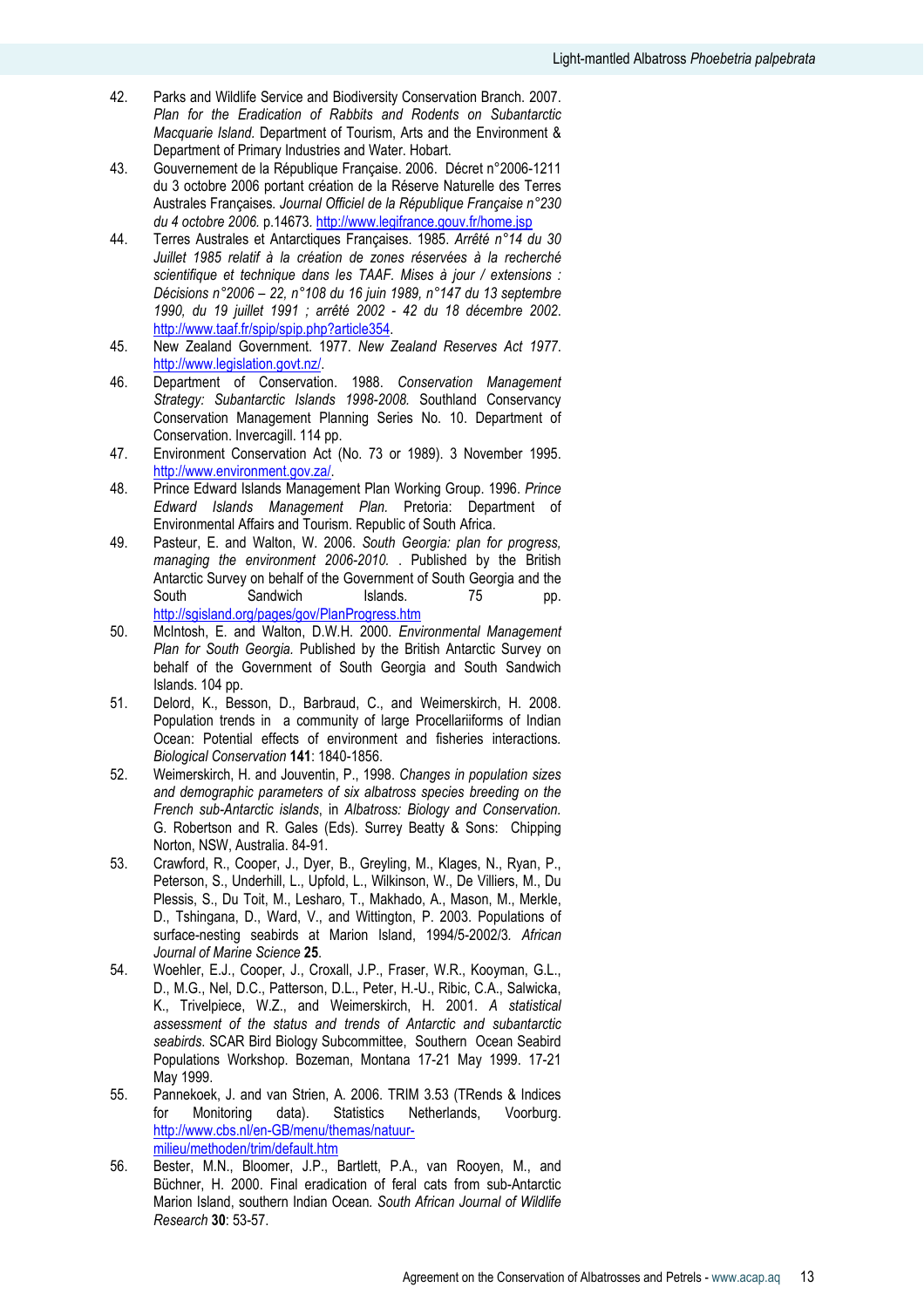42. Parks and Wildlife Service and Biodiversity Conservation Branch. 2007. *Plan for the Eradication of Rabbits and Rodents on Subantarctic Macquarie Island.* Department of Tourism, Arts and the Environment & Department of Primary Industries and Water. Hobart.
43. Gouvernement de la République Française. 2006. Décret n°2006-1211 du 3 octobre 2006 portant création de la Réserve Naturelle des Terres Australes Françaises. *Journal Officiel de la République Française n°230 du 4 octobre 2006.* p.14673. http://www.legifrance.gouv.fr/home.jsp
44. Terres Australes et Antarctiques Françaises. 1985. *Arrêté n°14 du 30 Juillet 1985 relatif à la création de zones réservées à la recherché scientifique et technique dans les TAAF. Mises à jour / extensions : Décisions n°2006 – 22, n°108 du 16 juin 1989, n°147 du 13 septembre 1990, du 19 juillet 1991 ; arrêté 2002 - 42 du 18 décembre 2002.* http://www.taaf.fr/spip/spip.php?article354.
45. New Zealand Government. 1977. *New Zealand Reserves Act 1977.* http://www.legislation.govt.nz/.
46. Department of Conservation. 1988. *Conservation Management Strategy: Subantarctic Islands 1998-2008.* Southland Conservancy Conservation Management Planning Series No. 10. Department of Conservation. Invercagill. 114 pp.
47. Environment Conservation Act (No. 73 or 1989). 3 November 1995. http://www.environment.gov.za/.
48. Prince Edward Islands Management Plan Working Group. 1996. *Prince Edward Islands Management Plan.* Pretoria: Department of Environmental Affairs and Tourism. Republic of South Africa.
49. Pasteur, E. and Walton, W. 2006. *South Georgia: plan for progress, managing the environment 2006-2010.* . Published by the British Antarctic Survey on behalf of the Government of South Georgia and the South Sandwich Islands. 75 pp. http://sgisland.org/pages/gov/PlanProgress.htm
50. McIntosh, E. and Walton, D.W.H. 2000. *Environmental Management Plan for South Georgia.* Published by the British Antarctic Survey on behalf of the Government of South Georgia and South Sandwich Islands. 104 pp.
51. Delord, K., Besson, D., Barbraud, C., and Weimerskirch, H. 2008. Population trends in a community of large Procellariiforms of Indian Ocean: Potential effects of environment and fisheries interactions. *Biological Conservation* **141**: 1840-1856.
52. Weimerskirch, H. and Jouventin, P., 1998. *Changes in population sizes and demographic parameters of six albatross species breeding on the French sub-Antarctic islands*, in *Albatross: Biology and Conservation.* G. Robertson and R. Gales (Eds). Surrey Beatty & Sons: Chipping Norton, NSW, Australia. 84-91.
53. Crawford, R., Cooper, J., Dyer, B., Greyling, M., Klages, N., Ryan, P., Peterson, S., Underhill, L., Upfold, L., Wilkinson, W., De Villiers, M., Du Plessis, S., Du Toit, M., Lesharo, T., Makhado, A., Mason, M., Merkle, D., Tshingana, D., Ward, V., and Wittington, P. 2003. Populations of surface-nesting seabirds at Marion Island, 1994/5-2002/3. *African Journal of Marine Science* **25**.
54. Woehler, E.J., Cooper, J., Croxall, J.P., Fraser, W.R., Kooyman, G.L., D., M.G., Nel, D.C., Patterson, D.L., Peter, H.-U., Ribic, C.A., Salwicka, K., Trivelpiece, W.Z., and Weimerskirch, H. 2001. *A statistical assessment of the status and trends of Antarctic and subantarctic seabirds.* SCAR Bird Biology Subcommittee, Southern Ocean Seabird Populations Workshop. Bozeman, Montana 17-21 May 1999. 17-21 May 1999.
55. Pannekoek, J. and van Strien, A. 2006. TRIM 3.53 (TRends & Indices for Monitoring data). Statistics Netherlands, Voorburg. http://www.cbs.nl/en-GB/menu/themas/natuur-milieu/methoden/trim/default.htm
56. Bester, M.N., Bloomer, J.P., Bartlett, P.A., van Rooyen, M., and Büchner, H. 2000. Final eradication of feral cats from sub-Antarctic Marion Island, southern Indian Ocean. *South African Journal of Wildlife Research* **30**: 53-57.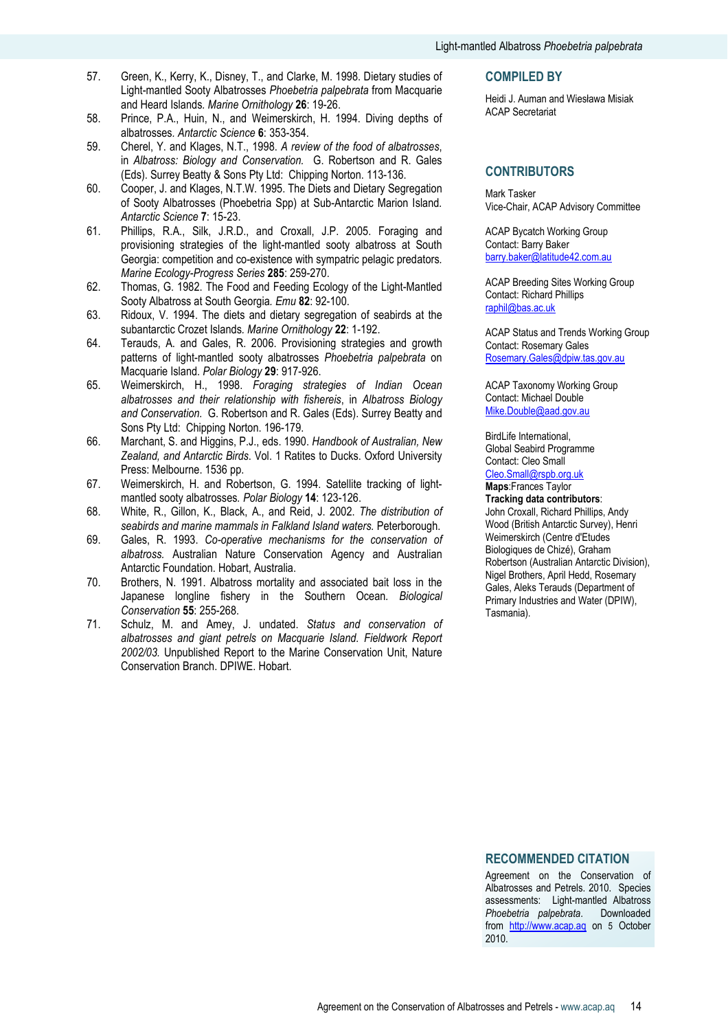57. Green, K., Kerry, K., Disney, T., and Clarke, M. 1998. Dietary studies of Light-mantled Sooty Albatrosses *Phoebetria palpebrata* from Macquarie and Heard Islands. *Marine Ornithology* **26**: 19-26.
58. Prince, P.A., Huin, N., and Weimerskirch, H. 1994. Diving depths of albatrosses. *Antarctic Science* **6**: 353-354.
59. Cherel, Y. and Klages, N.T., 1998. *A review of the food of albatrosses*, in *Albatross: Biology and Conservation.* G. Robertson and R. Gales (Eds). Surrey Beatty & Sons Pty Ltd: Chipping Norton. 113-136.
60. Cooper, J. and Klages, N.T.W. 1995. The Diets and Dietary Segregation of Sooty Albatrosses (Phoebetria Spp) at Sub-Antarctic Marion Island. *Antarctic Science* **7**: 15-23.
61. Phillips, R.A., Silk, J.R.D., and Croxall, J.P. 2005. Foraging and provisioning strategies of the light-mantled sooty albatross at South Georgia: competition and co-existence with sympatric pelagic predators. *Marine Ecology-Progress Series* **285**: 259-270.
62. Thomas, G. 1982. The Food and Feeding Ecology of the Light-Mantled Sooty Albatross at South Georgia. *Emu* **82**: 92-100.
63. Ridoux, V. 1994. The diets and dietary segregation of seabirds at the subantarctic Crozet Islands. *Marine Ornithology* **22**: 1-192.
64. Terauds, A. and Gales, R. 2006. Provisioning strategies and growth patterns of light-mantled sooty albatrosses *Phoebetria palpebrata* on Macquarie Island. *Polar Biology* **29**: 917-926.
65. Weimerskirch, H., 1998. *Foraging strategies of Indian Ocean albatrosses and their relationship with fishereis*, in *Albatross Biology and Conservation.* G. Robertson and R. Gales (Eds). Surrey Beatty and Sons Pty Ltd: Chipping Norton. 196-179.
66. Marchant, S. and Higgins, P.J., eds. 1990. *Handbook of Australian, New Zealand, and Antarctic Birds.* Vol. 1 Ratites to Ducks. Oxford University Press: Melbourne. 1536 pp.
67. Weimerskirch, H. and Robertson, G. 1994. Satellite tracking of light-mantled sooty albatrosses. *Polar Biology* **14**: 123-126.
68. White, R., Gillon, K., Black, A., and Reid, J. 2002. *The distribution of seabirds and marine mammals in Falkland Island waters.* Peterborough.
69. Gales, R. 1993. *Co-operative mechanisms for the conservation of albatross.* Australian Nature Conservation Agency and Australian Antarctic Foundation. Hobart, Australia.
70. Brothers, N. 1991. Albatross mortality and associated bait loss in the Japanese longline fishery in the Southern Ocean. *Biological Conservation* **55**: 255-268.
71. Schulz, M. and Amey, J. undated. *Status and conservation of albatrosses and giant petrels on Macquarie Island. Fieldwork Report 2002/03.* Unpublished Report to the Marine Conservation Unit, Nature Conservation Branch. DPIWE. Hobart.

## COMPILED BY

Heidi J. Auman and Wiesława Misiak
ACAP Secretariat

## CONTRIBUTORS

Mark Tasker
Vice-Chair, ACAP Advisory Committee

ACAP Bycatch Working Group
Contact: Barry Baker
barry.baker@latitude42.com.au

ACAP Breeding Sites Working Group
Contact: Richard Phillips
raphil@bas.ac.uk

ACAP Status and Trends Working Group
Contact: Rosemary Gales
Rosemary.Gales@dpiw.tas.gov.au

ACAP Taxonomy Working Group
Contact: Michael Double
Mike.Double@aad.gov.au

BirdLife International,
Global Seabird Programme
Contact: Cleo Small
Cleo.Small@rspb.org.uk
**Maps**:Frances Taylor
**Tracking data contributors**:
John Croxall, Richard Phillips, Andy Wood (British Antarctic Survey), Henri Weimerskirch (Centre d'Etudes Biologiques de Chizé), Graham Robertson (Australian Antarctic Division), Nigel Brothers, April Hedd, Rosemary Gales, Aleks Terauds (Department of Primary Industries and Water (DPIW), Tasmania).

## RECOMMENDED CITATION

Agreement on the Conservation of Albatrosses and Petrels. 2010. Species assessments: Light-mantled Albatross *Phoebetria palpebrata*. Downloaded from http://www.acap.aq on 5 October 2010.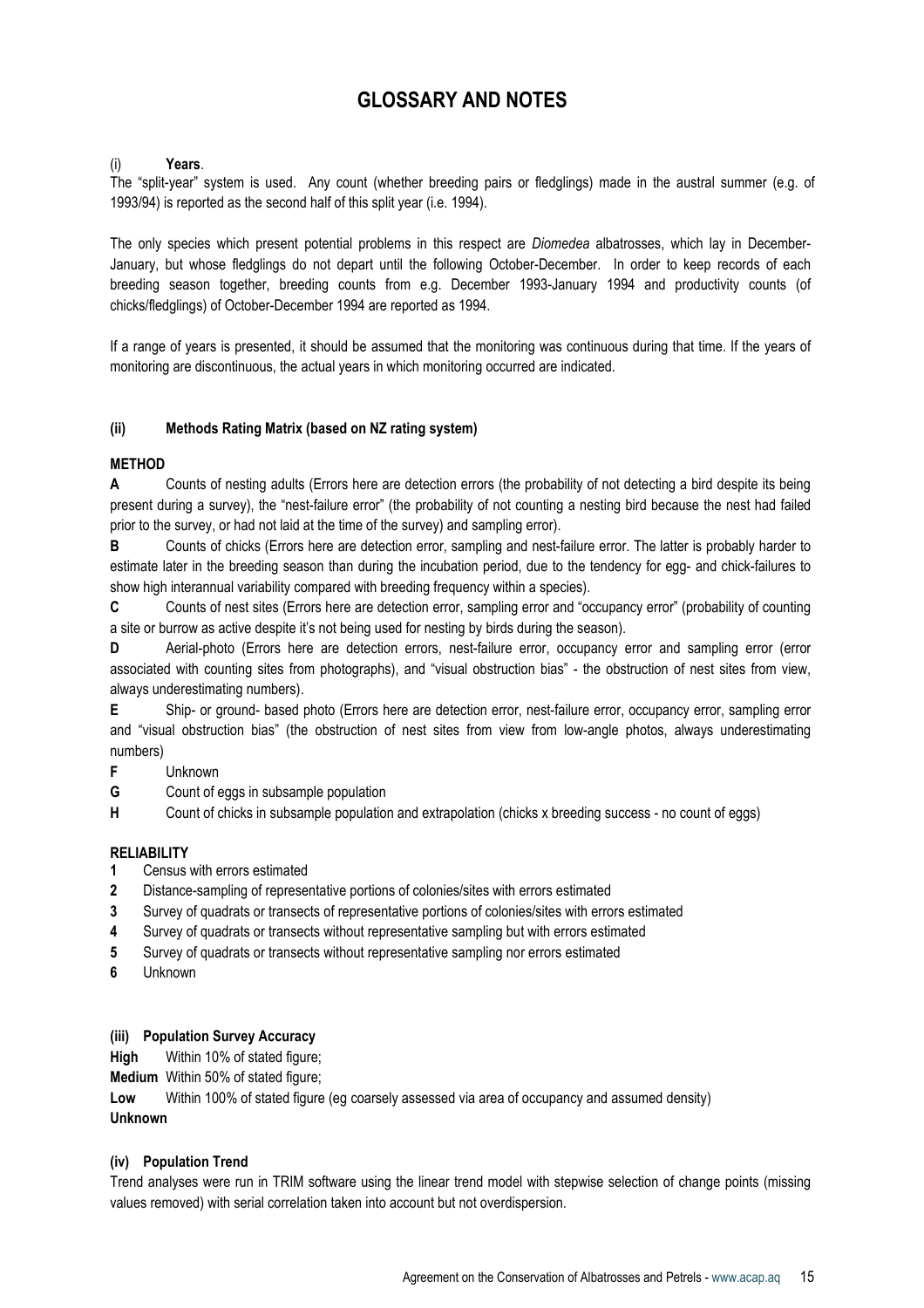# GLOSSARY AND NOTES

(i) **Years**.

The "split-year" system is used. Any count (whether breeding pairs or fledglings) made in the austral summer (e.g. of 1993/94) is reported as the second half of this split year (i.e. 1994).

The only species which present potential problems in this respect are *Diomedea* albatrosses, which lay in December-January, but whose fledglings do not depart until the following October-December. In order to keep records of each breeding season together, breeding counts from e.g. December 1993-January 1994 and productivity counts (of chicks/fledglings) of October-December 1994 are reported as 1994.

If a range of years is presented, it should be assumed that the monitoring was continuous during that time. If the years of monitoring are discontinuous, the actual years in which monitoring occurred are indicated.

**(ii) Methods Rating Matrix (based on NZ rating system)**

**METHOD**

**A** Counts of nesting adults (Errors here are detection errors (the probability of not detecting a bird despite its being present during a survey), the "nest-failure error" (the probability of not counting a nesting bird because the nest had failed prior to the survey, or had not laid at the time of the survey) and sampling error).

**B** Counts of chicks (Errors here are detection error, sampling and nest-failure error. The latter is probably harder to estimate later in the breeding season than during the incubation period, due to the tendency for egg- and chick-failures to show high interannual variability compared with breeding frequency within a species).

**C** Counts of nest sites (Errors here are detection error, sampling error and "occupancy error" (probability of counting a site or burrow as active despite it's not being used for nesting by birds during the season).

**D** Aerial-photo (Errors here are detection errors, nest-failure error, occupancy error and sampling error (error associated with counting sites from photographs), and "visual obstruction bias" - the obstruction of nest sites from view, always underestimating numbers).

**E** Ship- or ground- based photo (Errors here are detection error, nest-failure error, occupancy error, sampling error and "visual obstruction bias" (the obstruction of nest sites from view from low-angle photos, always underestimating numbers)

**F** Unknown

**G** Count of eggs in subsample population

**H** Count of chicks in subsample population and extrapolation (chicks x breeding success - no count of eggs)

**RELIABILITY**

**1** Census with errors estimated

**2** Distance-sampling of representative portions of colonies/sites with errors estimated

**3** Survey of quadrats or transects of representative portions of colonies/sites with errors estimated

**4** Survey of quadrats or transects without representative sampling but with errors estimated

**5** Survey of quadrats or transects without representative sampling nor errors estimated

**6** Unknown

**(iii) Population Survey Accuracy**

**High** Within 10% of stated figure;

**Medium** Within 50% of stated figure;

**Low** Within 100% of stated figure (eg coarsely assessed via area of occupancy and assumed density)

**Unknown**

**(iv) Population Trend**

Trend analyses were run in TRIM software using the linear trend model with stepwise selection of change points (missing values removed) with serial correlation taken into account but not overdispersion.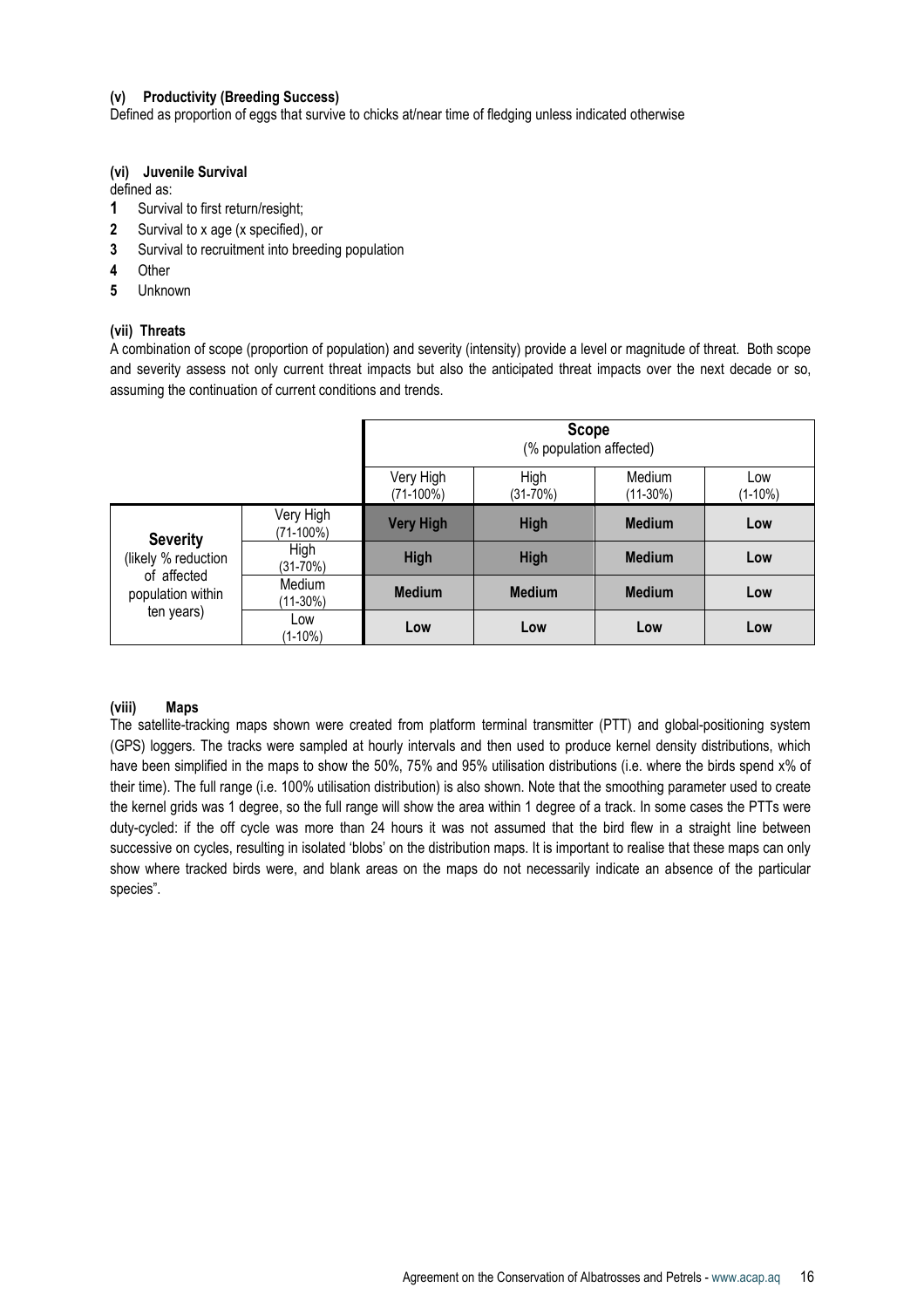### (v) Productivity (Breeding Success)

Defined as proportion of eggs that survive to chicks at/near time of fledging unless indicated otherwise

### (vi) Juvenile Survival

defined as:

**1** Survival to first return/resight;
**2** Survival to x age (x specified), or
**3** Survival to recruitment into breeding population
**4** Other
**5** Unknown

### (vii) Threats

A combination of scope (proportion of population) and severity (intensity) provide a level or magnitude of threat. Both scope and severity assess not only current threat impacts but also the anticipated threat impacts over the next decade or so, assuming the continuation of current conditions and trends.

| | | **Scope** (% population affected) | | | |
|---|---|---|---|---|---|
| | | Very High (71-100%) | High (31-70%) | Medium (11-30%) | Low (1-10%) |
| **Severity** (likely % reduction of affected population within ten years) | Very High (71-100%) | **Very High** | **High** | **Medium** | **Low** |
| | High (31-70%) | **High** | **High** | **Medium** | **Low** |
| | Medium (11-30%) | **Medium** | **Medium** | **Medium** | **Low** |
| | Low (1-10%) | **Low** | **Low** | **Low** | **Low** |

### (viii) Maps

The satellite-tracking maps shown were created from platform terminal transmitter (PTT) and global-positioning system (GPS) loggers. The tracks were sampled at hourly intervals and then used to produce kernel density distributions, which have been simplified in the maps to show the 50%, 75% and 95% utilisation distributions (i.e. where the birds spend x% of their time). The full range (i.e. 100% utilisation distribution) is also shown. Note that the smoothing parameter used to create the kernel grids was 1 degree, so the full range will show the area within 1 degree of a track. In some cases the PTTs were duty-cycled: if the off cycle was more than 24 hours it was not assumed that the bird flew in a straight line between successive on cycles, resulting in isolated 'blobs' on the distribution maps. It is important to realise that these maps can only show where tracked birds were, and blank areas on the maps do not necessarily indicate an absence of the particular species".